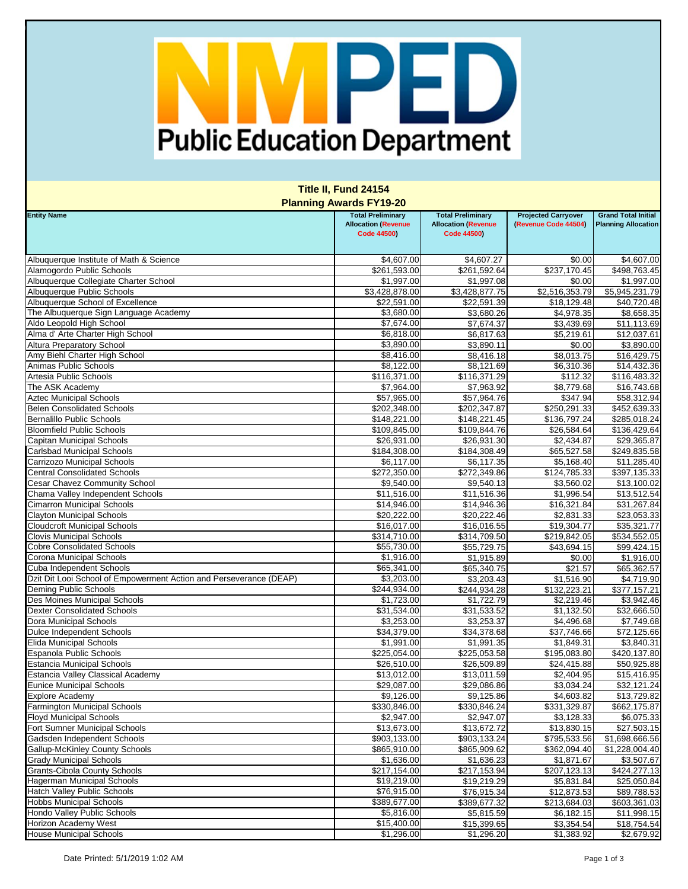# NMPED Public Education Department

## Title II, Fund 24154

## Planning Awards FY19-20

| Entity Name | Total Preliminary Allocation (Revenue Code 44500) | Total Preliminary Allocation (Revenue Code 44500) | Projected Carryover (Revenue Code 44504) | Grand Total Initial Planning Allocation |
|---|---|---|---|---|
| Albuquerque Institute of Math & Science | $4,607.00 | $4,607.27 | $0.00 | $4,607.00 |
| Alamogordo Public Schools | $261,593.00 | $261,592.64 | $237,170.45 | $498,763.45 |
| Albuquerque Collegiate Charter School | $1,997.00 | $1,997.08 | $0.00 | $1,997.00 |
| Albuquerque Public Schools | $3,428,878.00 | $3,428,877.75 | $2,516,353.79 | $5,945,231.79 |
| Albuquerque School of Excellence | $22,591.00 | $22,591.39 | $18,129.48 | $40,720.48 |
| The Albuquerque Sign Language Academy | $3,680.00 | $3,680.26 | $4,978.35 | $8,658.35 |
| Aldo Leopold High School | $7,674.00 | $7,674.37 | $3,439.69 | $11,113.69 |
| Alma d' Arte Charter High School | $6,818.00 | $6,817.63 | $5,219.61 | $12,037.61 |
| Altura Preparatory School | $3,890.00 | $3,890.11 | $0.00 | $3,890.00 |
| Amy Biehl Charter High School | $8,416.00 | $8,416.18 | $8,013.75 | $16,429.75 |
| Animas Public Schools | $8,122.00 | $8,121.69 | $6,310.36 | $14,432.36 |
| Artesia Public Schools | $116,371.00 | $116,371.29 | $112.32 | $116,483.32 |
| The ASK Academy | $7,964.00 | $7,963.92 | $8,779.68 | $16,743.68 |
| Aztec Municipal Schools | $57,965.00 | $57,964.76 | $347.94 | $58,312.94 |
| Belen Consolidated Schools | $202,348.00 | $202,347.87 | $250,291.33 | $452,639.33 |
| Bernalillo Public Schools | $148,221.00 | $148,221.45 | $136,797.24 | $285,018.24 |
| Bloomfield Public Schools | $109,845.00 | $109,844.76 | $26,584.64 | $136,429.64 |
| Capitan Municipal Schools | $26,931.00 | $26,931.30 | $2,434.87 | $29,365.87 |
| Carlsbad Municipal Schools | $184,308.00 | $184,308.49 | $65,527.58 | $249,835.58 |
| Carrizozo Municipal Schools | $6,117.00 | $6,117.35 | $5,168.40 | $11,285.40 |
| Central Consolidated Schools | $272,350.00 | $272,349.86 | $124,785.33 | $397,135.33 |
| Cesar Chavez Community School | $9,540.00 | $9,540.13 | $3,560.02 | $13,100.02 |
| Chama Valley Independent Schools | $11,516.00 | $11,516.36 | $1,996.54 | $13,512.54 |
| Cimarron Municipal Schools | $14,946.00 | $14,946.36 | $16,321.84 | $31,267.84 |
| Clayton Municipal Schools | $20,222.00 | $20,222.46 | $2,831.33 | $23,053.33 |
| Cloudcroft Municipal Schools | $16,017.00 | $16,016.55 | $19,304.77 | $35,321.77 |
| Clovis Municipal Schools | $314,710.00 | $314,709.50 | $219,842.05 | $534,552.05 |
| Cobre Consolidated Schools | $55,730.00 | $55,729.75 | $43,694.15 | $99,424.15 |
| Corona Municipal Schools | $1,916.00 | $1,915.89 | $0.00 | $1,916.00 |
| Cuba Independent Schools | $65,341.00 | $65,340.75 | $21.57 | $65,362.57 |
| Dzit Dit Looi School of Empowerment Action and Perseverance (DEAP) | $3,203.00 | $3,203.43 | $1,516.90 | $4,719.90 |
| Deming Public Schools | $244,934.00 | $244,934.28 | $132,223.21 | $377,157.21 |
| Des Moines Municipal Schools | $1,723.00 | $1,722.79 | $2,219.46 | $3,942.46 |
| Dexter Consolidated Schools | $31,534.00 | $31,533.52 | $1,132.50 | $32,666.50 |
| Dora Municipal Schools | $3,253.00 | $3,253.37 | $4,496.68 | $7,749.68 |
| Dulce Independent Schools | $34,379.00 | $34,378.68 | $37,746.66 | $72,125.66 |
| Elida Municipal Schools | $1,991.00 | $1,991.35 | $1,849.31 | $3,840.31 |
| Espanola Public Schools | $225,054.00 | $225,053.58 | $195,083.80 | $420,137.80 |
| Estancia Municipal Schools | $26,510.00 | $26,509.89 | $24,415.88 | $50,925.88 |
| Estancia Valley Classical Academy | $13,012.00 | $13,011.59 | $2,404.95 | $15,416.95 |
| Eunice Municipal Schools | $29,087.00 | $29,086.86 | $3,034.24 | $32,121.24 |
| Explore Academy | $9,126.00 | $9,125.86 | $4,603.82 | $13,729.82 |
| Farmington Municipal Schools | $330,846.00 | $330,846.24 | $331,329.87 | $662,175.87 |
| Floyd Municipal Schools | $2,947.00 | $2,947.07 | $3,128.33 | $6,075.33 |
| Fort Sumner Municipal Schools | $13,673.00 | $13,672.72 | $13,830.15 | $27,503.15 |
| Gadsden Independent Schools | $903,133.00 | $903,133.24 | $795,533.56 | $1,698,666.56 |
| Gallup-McKinley County Schools | $865,910.00 | $865,909.62 | $362,094.40 | $1,228,004.40 |
| Grady Municipal Schools | $1,636.00 | $1,636.23 | $1,871.67 | $3,507.67 |
| Grants-Cibola County Schools | $217,154.00 | $217,153.94 | $207,123.13 | $424,277.13 |
| Hagerman Municipal Schools | $19,219.00 | $19,219.29 | $5,831.84 | $25,050.84 |
| Hatch Valley Public Schools | $76,915.00 | $76,915.34 | $12,873.53 | $89,788.53 |
| Hobbs Municipal Schools | $389,677.00 | $389,677.32 | $213,684.03 | $603,361.03 |
| Hondo Valley Public Schools | $5,816.00 | $5,815.59 | $6,182.15 | $11,998.15 |
| Horizon Academy West | $15,400.00 | $15,399.65 | $3,354.54 | $18,754.54 |
| House Municipal Schools | $1,296.00 | $1,296.20 | $1,383.92 | $2,679.92 |

Date Printed: 5/1/2019 1:02 AM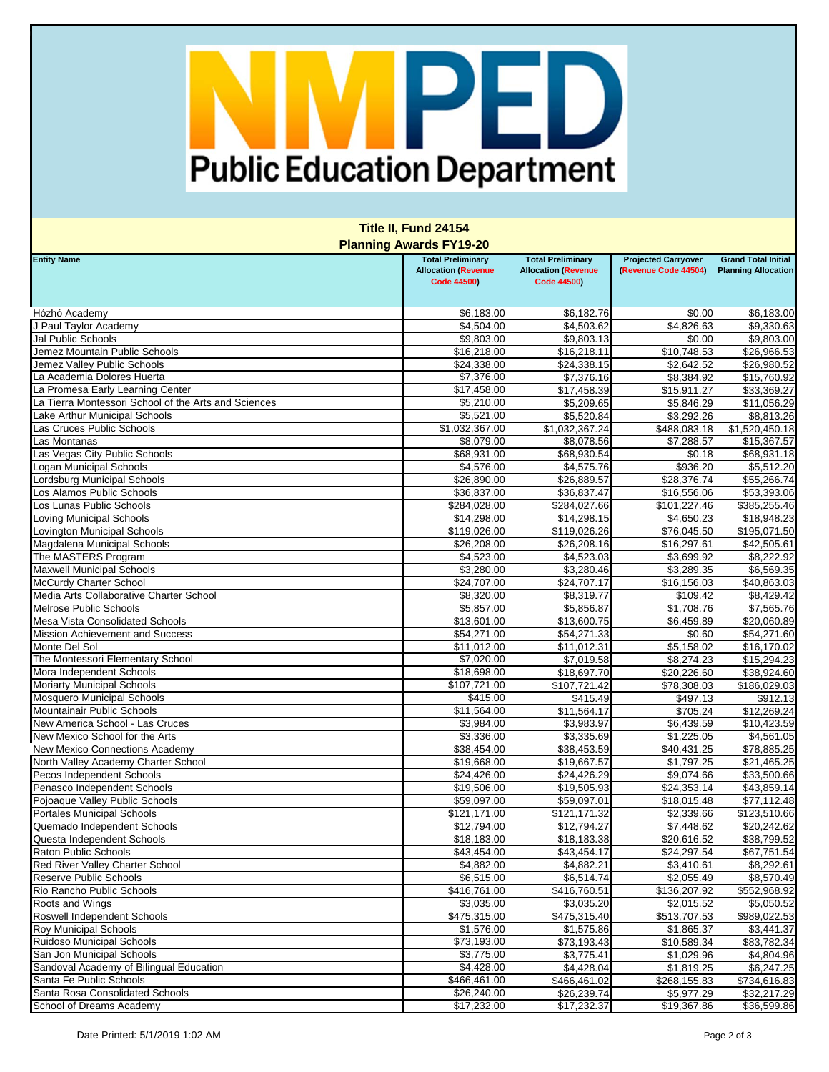# Public Education Department

## Title II, Fund 24154

### Planning Awards FY19-20

| Entity Name | Total Preliminary Allocation (Revenue Code 44500) | Total Preliminary Allocation (Revenue Code 44500) | Projected Carryover (Revenue Code 44504) | Grand Total Initial Planning Allocation |
|---|---|---|---|---|
| Hózhó Academy | $6,183.00 | $6,182.76 | $0.00 | $6,183.00 |
| J Paul Taylor Academy | $4,504.00 | $4,503.62 | $4,826.63 | $9,330.63 |
| Jal Public Schools | $9,803.00 | $9,803.13 | $0.00 | $9,803.00 |
| Jemez Mountain Public Schools | $16,218.00 | $16,218.11 | $10,748.53 | $26,966.53 |
| Jemez Valley Public Schools | $24,338.00 | $24,338.15 | $2,642.52 | $26,980.52 |
| La Academia Dolores Huerta | $7,376.00 | $7,376.16 | $8,384.92 | $15,760.92 |
| La Promesa Early Learning Center | $17,458.00 | $17,458.39 | $15,911.27 | $33,369.27 |
| La Tierra Montessori School of the Arts and Sciences | $5,210.00 | $5,209.65 | $5,846.29 | $11,056.29 |
| Lake Arthur Municipal Schools | $5,521.00 | $5,520.84 | $3,292.26 | $8,813.26 |
| Las Cruces Public Schools | $1,032,367.00 | $1,032,367.24 | $488,083.18 | $1,520,450.18 |
| Las Montanas | $8,079.00 | $8,078.56 | $7,288.57 | $15,367.57 |
| Las Vegas City Public Schools | $68,931.00 | $68,930.54 | $0.18 | $68,931.18 |
| Logan Municipal Schools | $4,576.00 | $4,575.76 | $936.20 | $5,512.20 |
| Lordsburg Municipal Schools | $26,890.00 | $26,889.57 | $28,376.74 | $55,266.74 |
| Los Alamos Public Schools | $36,837.00 | $36,837.47 | $16,556.06 | $53,393.06 |
| Los Lunas Public Schools | $284,028.00 | $284,027.66 | $101,227.46 | $385,255.46 |
| Loving Municipal Schools | $14,298.00 | $14,298.15 | $4,650.23 | $18,948.23 |
| Lovington Municipal Schools | $119,026.00 | $119,026.26 | $76,045.50 | $195,071.50 |
| Magdalena Municipal Schools | $26,208.00 | $26,208.16 | $16,297.61 | $42,505.61 |
| The MASTERS Program | $4,523.00 | $4,523.03 | $3,699.92 | $8,222.92 |
| Maxwell Municipal Schools | $3,280.00 | $3,280.46 | $3,289.35 | $6,569.35 |
| McCurdy Charter School | $24,707.00 | $24,707.17 | $16,156.03 | $40,863.03 |
| Media Arts Collaborative Charter School | $8,320.00 | $8,319.77 | $109.42 | $8,429.42 |
| Melrose Public Schools | $5,857.00 | $5,856.87 | $1,708.76 | $7,565.76 |
| Mesa Vista Consolidated Schools | $13,601.00 | $13,600.75 | $6,459.89 | $20,060.89 |
| Mission Achievement and Success | $54,271.00 | $54,271.33 | $0.60 | $54,271.60 |
| Monte Del Sol | $11,012.00 | $11,012.31 | $5,158.02 | $16,170.02 |
| The Montessori Elementary School | $7,020.00 | $7,019.58 | $8,274.23 | $15,294.23 |
| Mora Independent Schools | $18,698.00 | $18,697.70 | $20,226.60 | $38,924.60 |
| Moriarty Municipal Schools | $107,721.00 | $107,721.42 | $78,308.03 | $186,029.03 |
| Mosquero Municipal Schools | $415.00 | $415.49 | $497.13 | $912.13 |
| Mountainair Public Schools | $11,564.00 | $11,564.17 | $705.24 | $12,269.24 |
| New America School - Las Cruces | $3,984.00 | $3,983.97 | $6,439.59 | $10,423.59 |
| New Mexico School for the Arts | $3,336.00 | $3,335.69 | $1,225.05 | $4,561.05 |
| New Mexico Connections Academy | $38,454.00 | $38,453.59 | $40,431.25 | $78,885.25 |
| North Valley Academy Charter School | $19,668.00 | $19,667.57 | $1,797.25 | $21,465.25 |
| Pecos Independent Schools | $24,426.00 | $24,426.29 | $9,074.66 | $33,500.66 |
| Penasco Independent Schools | $19,506.00 | $19,505.93 | $24,353.14 | $43,859.14 |
| Pojoaque Valley Public Schools | $59,097.00 | $59,097.01 | $18,015.48 | $77,112.48 |
| Portales Municipal Schools | $121,171.00 | $121,171.32 | $2,339.66 | $123,510.66 |
| Quemado Independent Schools | $12,794.00 | $12,794.27 | $7,448.62 | $20,242.62 |
| Questa Independent Schools | $18,183.00 | $18,183.38 | $20,616.52 | $38,799.52 |
| Raton Public Schools | $43,454.00 | $43,454.17 | $24,297.54 | $67,751.54 |
| Red River Valley Charter School | $4,882.00 | $4,882.21 | $3,410.61 | $8,292.61 |
| Reserve Public Schools | $6,515.00 | $6,514.74 | $2,055.49 | $8,570.49 |
| Rio Rancho Public Schools | $416,761.00 | $416,760.51 | $136,207.92 | $552,968.92 |
| Roots and Wings | $3,035.00 | $3,035.20 | $2,015.52 | $5,050.52 |
| Roswell Independent Schools | $475,315.00 | $475,315.40 | $513,707.53 | $989,022.53 |
| Roy Municipal Schools | $1,576.00 | $1,575.86 | $1,865.37 | $3,441.37 |
| Ruidoso Municipal Schools | $73,193.00 | $73,193.43 | $10,589.34 | $83,782.34 |
| San Jon Municipal Schools | $3,775.00 | $3,775.41 | $1,029.96 | $4,804.96 |
| Sandoval Academy of Bilingual Education | $4,428.00 | $4,428.04 | $1,819.25 | $6,247.25 |
| Santa Fe Public Schools | $466,461.00 | $466,461.02 | $268,155.83 | $734,616.83 |
| Santa Rosa Consolidated Schools | $26,240.00 | $26,239.74 | $5,977.29 | $32,217.29 |
| School of Dreams Academy | $17,232.00 | $17,232.37 | $19,367.86 | $36,599.86 |

Date Printed: 5/1/2019 1:02 AM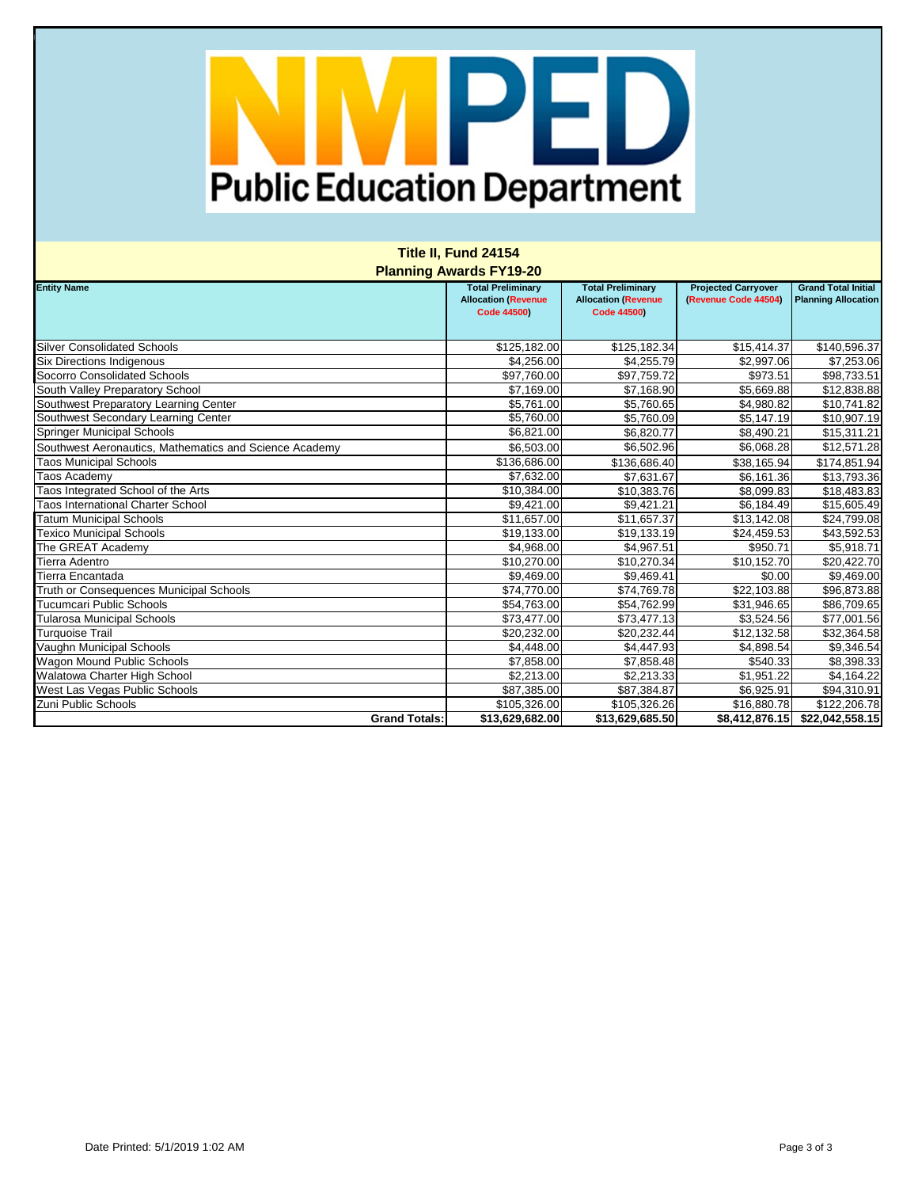# NMPED Public Education Department

## Title II, Fund 24154
## Planning Awards FY19-20

| Entity Name | Total Preliminary Allocation (Revenue Code 44500) | Total Preliminary Allocation (Revenue Code 44500) | Projected Carryover (Revenue Code 44504) | Grand Total Initial Planning Allocation |
|---|---|---|---|---|
| Silver Consolidated Schools | $125,182.00 | $125,182.34 | $15,414.37 | $140,596.37 |
| Six Directions Indigenous | $4,256.00 | $4,255.79 | $2,997.06 | $7,253.06 |
| Socorro Consolidated Schools | $97,760.00 | $97,759.72 | $973.51 | $98,733.51 |
| South Valley Preparatory School | $7,169.00 | $7,168.90 | $5,669.88 | $12,838.88 |
| Southwest Preparatory Learning Center | $5,761.00 | $5,760.65 | $4,980.82 | $10,741.82 |
| Southwest Secondary Learning Center | $5,760.00 | $5,760.09 | $5,147.19 | $10,907.19 |
| Springer Municipal Schools | $6,821.00 | $6,820.77 | $8,490.21 | $15,311.21 |
| Southwest Aeronautics, Mathematics and Science Academy | $6,503.00 | $6,502.96 | $6,068.28 | $12,571.28 |
| Taos Municipal Schools | $136,686.00 | $136,686.40 | $38,165.94 | $174,851.94 |
| Taos Academy | $7,632.00 | $7,631.67 | $6,161.36 | $13,793.36 |
| Taos Integrated School of the Arts | $10,384.00 | $10,383.76 | $8,099.83 | $18,483.83 |
| Taos International Charter School | $9,421.00 | $9,421.21 | $6,184.49 | $15,605.49 |
| Tatum Municipal Schools | $11,657.00 | $11,657.37 | $13,142.08 | $24,799.08 |
| Texico Municipal Schools | $19,133.00 | $19,133.19 | $24,459.53 | $43,592.53 |
| The GREAT Academy | $4,968.00 | $4,967.51 | $950.71 | $5,918.71 |
| Tierra Adentro | $10,270.00 | $10,270.34 | $10,152.70 | $20,422.70 |
| Tierra Encantada | $9,469.00 | $9,469.41 | $0.00 | $9,469.00 |
| Truth or Consequences Municipal Schools | $74,770.00 | $74,769.78 | $22,103.88 | $96,873.88 |
| Tucumcari Public Schools | $54,763.00 | $54,762.99 | $31,946.65 | $86,709.65 |
| Tularosa Municipal Schools | $73,477.00 | $73,477.13 | $3,524.56 | $77,001.56 |
| Turquoise Trail | $20,232.00 | $20,232.44 | $12,132.58 | $32,364.58 |
| Vaughn Municipal Schools | $4,448.00 | $4,447.93 | $4,898.54 | $9,346.54 |
| Wagon Mound Public Schools | $7,858.00 | $7,858.48 | $540.33 | $8,398.33 |
| Walatowa Charter High School | $2,213.00 | $2,213.33 | $1,951.22 | $4,164.22 |
| West Las Vegas Public Schools | $87,385.00 | $87,384.87 | $6,925.91 | $94,310.91 |
| Zuni Public Schools | $105,326.00 | $105,326.26 | $16,880.78 | $122,206.78 |
| **Grand Totals:** | **$13,629,682.00** | **$13,629,685.50** | **$8,412,876.15** | **$22,042,558.15** |

Date Printed: 5/1/2019 1:02 AM